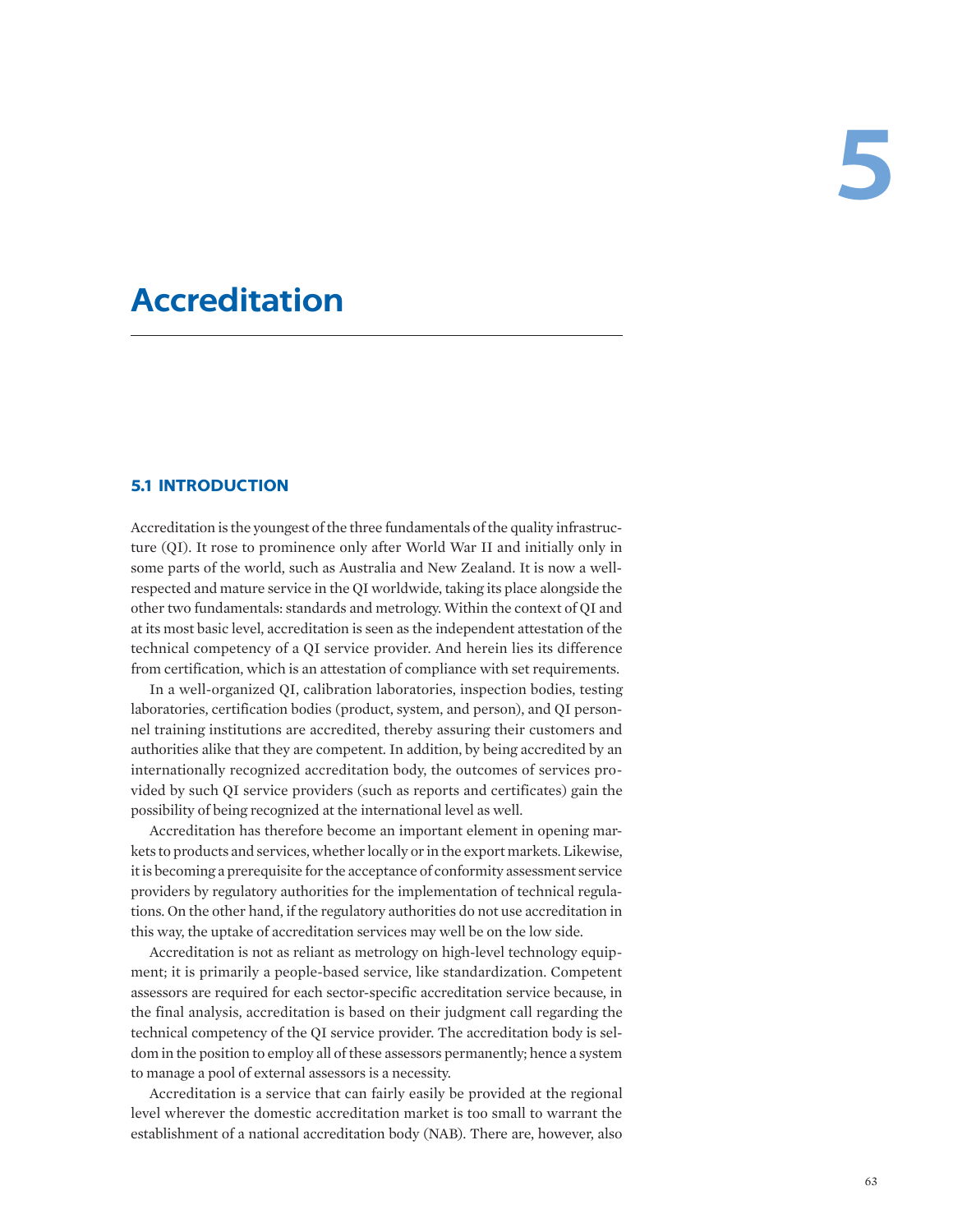# 5

# Accreditation

## 5.1 INTRODUCTION

Accreditation is the youngest of the three fundamentals of the quality infrastructure (QI). It rose to prominence only after World War II and initially only in some parts of the world, such as Australia and New Zealand. It is now a well-respected and mature service in the QI worldwide, taking its place alongside the other two fundamentals: standards and metrology. Within the context of QI and at its most basic level, accreditation is seen as the independent attestation of the technical competency of a QI service provider. And herein lies its difference from certification, which is an attestation of compliance with set requirements.

In a well-organized QI, calibration laboratories, inspection bodies, testing laboratories, certification bodies (product, system, and person), and QI personnel training institutions are accredited, thereby assuring their customers and authorities alike that they are competent. In addition, by being accredited by an internationally recognized accreditation body, the outcomes of services provided by such QI service providers (such as reports and certificates) gain the possibility of being recognized at the international level as well.

Accreditation has therefore become an important element in opening markets to products and services, whether locally or in the export markets. Likewise, it is becoming a prerequisite for the acceptance of conformity assessment service providers by regulatory authorities for the implementation of technical regulations. On the other hand, if the regulatory authorities do not use accreditation in this way, the uptake of accreditation services may well be on the low side.

Accreditation is not as reliant as metrology on high-level technology equipment; it is primarily a people-based service, like standardization. Competent assessors are required for each sector-specific accreditation service because, in the final analysis, accreditation is based on their judgment call regarding the technical competency of the QI service provider. The accreditation body is seldom in the position to employ all of these assessors permanently; hence a system to manage a pool of external assessors is a necessity.

Accreditation is a service that can fairly easily be provided at the regional level wherever the domestic accreditation market is too small to warrant the establishment of a national accreditation body (NAB). There are, however, also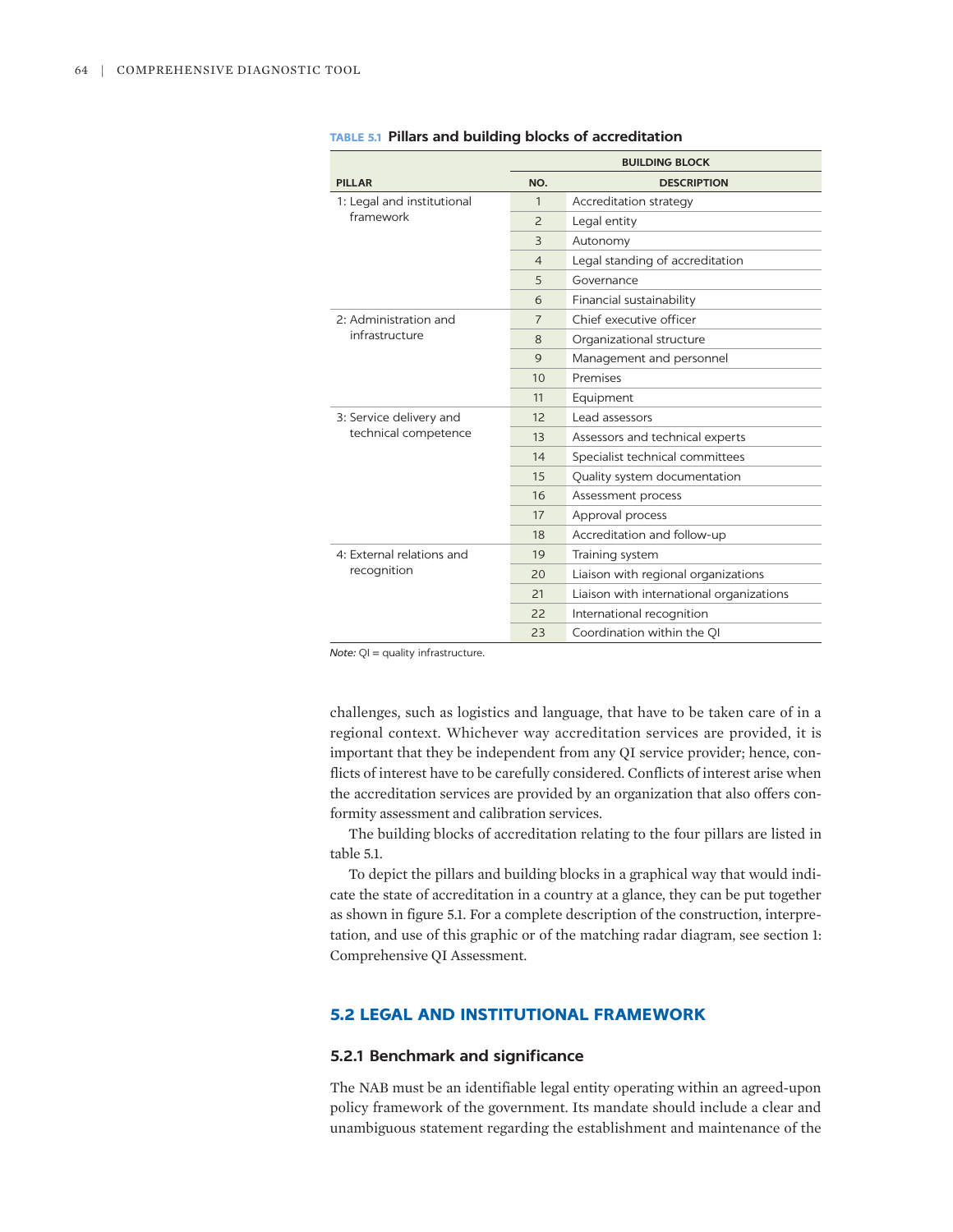**TABLE 5.1 Pillars and building blocks of accreditation**

| PILLAR | BUILDING BLOCK | |
|---|---|---|
| | NO. | DESCRIPTION |
| 1: Legal and institutional framework | 1 | Accreditation strategy |
| | 2 | Legal entity |
| | 3 | Autonomy |
| | 4 | Legal standing of accreditation |
| | 5 | Governance |
| | 6 | Financial sustainability |
| 2: Administration and infrastructure | 7 | Chief executive officer |
| | 8 | Organizational structure |
| | 9 | Management and personnel |
| | 10 | Premises |
| | 11 | Equipment |
| 3: Service delivery and technical competence | 12 | Lead assessors |
| | 13 | Assessors and technical experts |
| | 14 | Specialist technical committees |
| | 15 | Quality system documentation |
| | 16 | Assessment process |
| | 17 | Approval process |
| | 18 | Accreditation and follow-up |
| 4: External relations and recognition | 19 | Training system |
| | 20 | Liaison with regional organizations |
| | 21 | Liaison with international organizations |
| | 22 | International recognition |
| | 23 | Coordination within the QI |

*Note:* QI = quality infrastructure.

challenges, such as logistics and language, that have to be taken care of in a regional context. Whichever way accreditation services are provided, it is important that they be independent from any QI service provider; hence, conflicts of interest have to be carefully considered. Conflicts of interest arise when the accreditation services are provided by an organization that also offers conformity assessment and calibration services.

The building blocks of accreditation relating to the four pillars are listed in table 5.1.

To depict the pillars and building blocks in a graphical way that would indicate the state of accreditation in a country at a glance, they can be put together as shown in figure 5.1. For a complete description of the construction, interpretation, and use of this graphic or of the matching radar diagram, see section 1: Comprehensive QI Assessment.

## 5.2 LEGAL AND INSTITUTIONAL FRAMEWORK

### 5.2.1 Benchmark and significance

The NAB must be an identifiable legal entity operating within an agreed-upon policy framework of the government. Its mandate should include a clear and unambiguous statement regarding the establishment and maintenance of the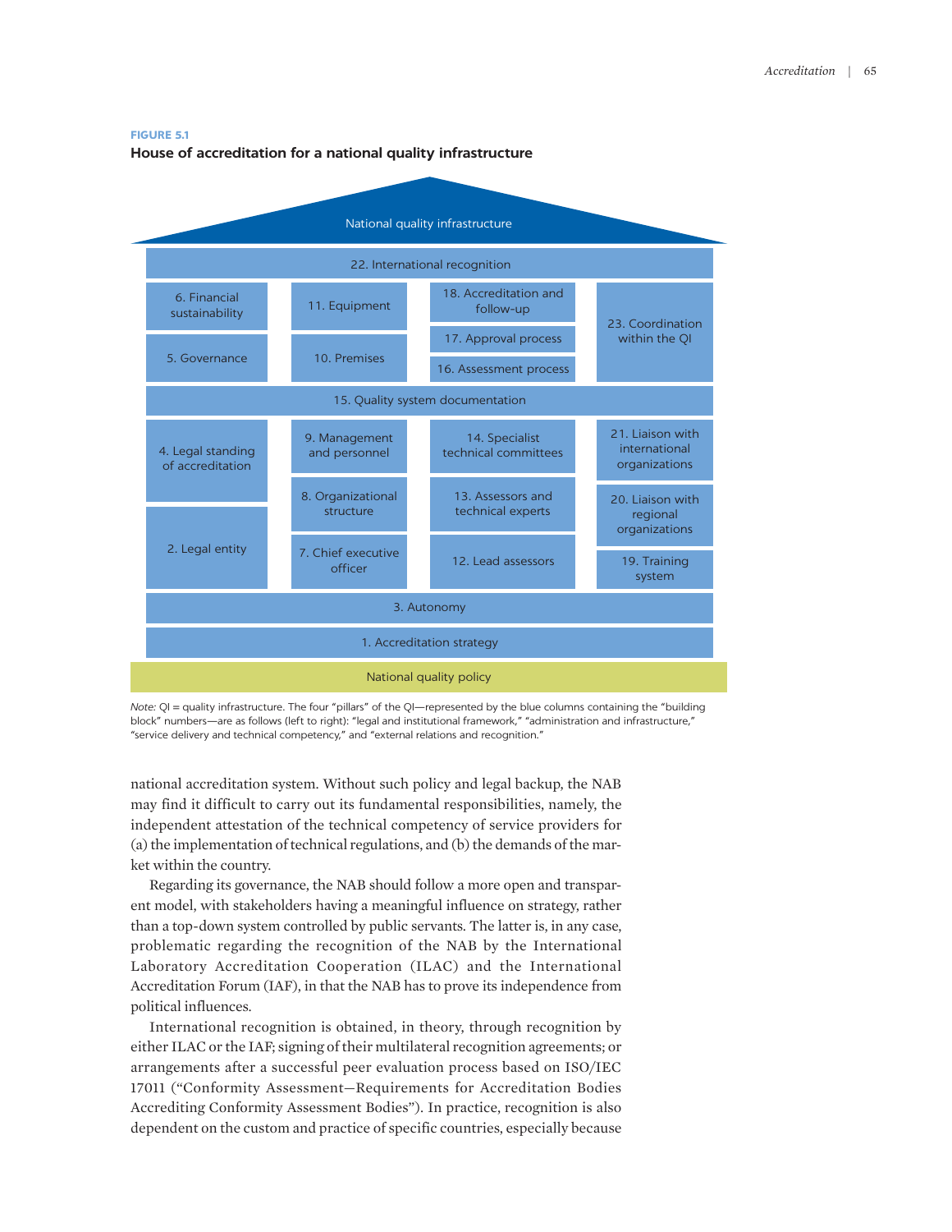**FIGURE 5.1**

**House of accreditation for a national quality infrastructure**

National quality infrastructure

| 22. International recognition | | | |
|---|---|---|---|
| 6. Financial sustainability | 11. Equipment | 18. Accreditation and follow-up | 23. Coordination within the QI |
| | | 17. Approval process | |
| 5. Governance | 10. Premises | 16. Assessment process | |
| 15. Quality system documentation | | | |
| 4. Legal standing of accreditation | 9. Management and personnel | 14. Specialist technical committees | 21. Liaison with international organizations |
| | 8. Organizational structure | 13. Assessors and technical experts | 20. Liaison with regional organizations |
| 2. Legal entity | 7. Chief executive officer | 12. Lead assessors | 19. Training system |
| 3. Autonomy | | | |
| 1. Accreditation strategy | | | |

National quality policy

*Note:* QI = quality infrastructure. The four "pillars" of the QI—represented by the blue columns containing the "building block" numbers—are as follows (left to right): "legal and institutional framework," "administration and infrastructure," "service delivery and technical competency," and "external relations and recognition."

national accreditation system. Without such policy and legal backup, the NAB may find it difficult to carry out its fundamental responsibilities, namely, the independent attestation of the technical competency of service providers for (a) the implementation of technical regulations, and (b) the demands of the market within the country.

Regarding its governance, the NAB should follow a more open and transparent model, with stakeholders having a meaningful influence on strategy, rather than a top-down system controlled by public servants. The latter is, in any case, problematic regarding the recognition of the NAB by the International Laboratory Accreditation Cooperation (ILAC) and the International Accreditation Forum (IAF), in that the NAB has to prove its independence from political influences.

International recognition is obtained, in theory, through recognition by either ILAC or the IAF; signing of their multilateral recognition agreements; or arrangements after a successful peer evaluation process based on ISO/IEC 17011 ("Conformity Assessment—Requirements for Accreditation Bodies Accrediting Conformity Assessment Bodies"). In practice, recognition is also dependent on the custom and practice of specific countries, especially because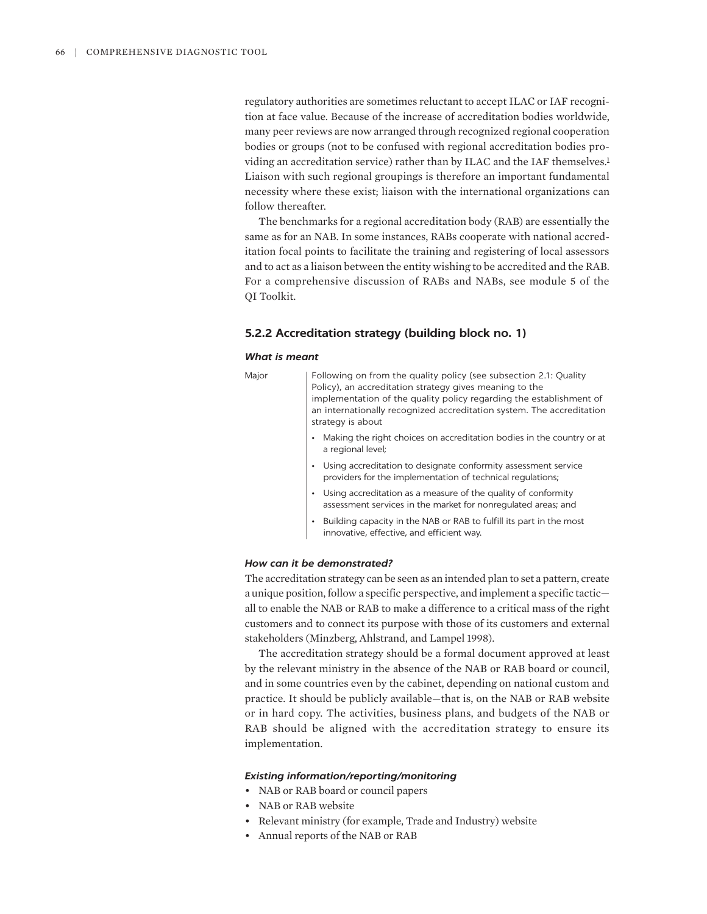regulatory authorities are sometimes reluctant to accept ILAC or IAF recognition at face value. Because of the increase of accreditation bodies worldwide, many peer reviews are now arranged through recognized regional cooperation bodies or groups (not to be confused with regional accreditation bodies providing an accreditation service) rather than by ILAC and the IAF themselves.[1] Liaison with such regional groupings is therefore an important fundamental necessity where these exist; liaison with the international organizations can follow thereafter.

The benchmarks for a regional accreditation body (RAB) are essentially the same as for an NAB. In some instances, RABs cooperate with national accreditation focal points to facilitate the training and registering of local assessors and to act as a liaison between the entity wishing to be accredited and the RAB. For a comprehensive discussion of RABs and NABs, see module 5 of the QI Toolkit.

### 5.2.2 Accreditation strategy (building block no. 1)

#### *What is meant*

Major

Following on from the quality policy (see subsection 2.1: Quality Policy), an accreditation strategy gives meaning to the implementation of the quality policy regarding the establishment of an internationally recognized accreditation system. The accreditation strategy is about

- Making the right choices on accreditation bodies in the country or at a regional level;
- Using accreditation to designate conformity assessment service providers for the implementation of technical regulations;
- Using accreditation as a measure of the quality of conformity assessment services in the market for nonregulated areas; and
- Building capacity in the NAB or RAB to fulfill its part in the most innovative, effective, and efficient way.

#### *How can it be demonstrated?*

The accreditation strategy can be seen as an intended plan to set a pattern, create a unique position, follow a specific perspective, and implement a specific tactic—all to enable the NAB or RAB to make a difference to a critical mass of the right customers and to connect its purpose with those of its customers and external stakeholders (Minzberg, Ahlstrand, and Lampel 1998).

The accreditation strategy should be a formal document approved at least by the relevant ministry in the absence of the NAB or RAB board or council, and in some countries even by the cabinet, depending on national custom and practice. It should be publicly available—that is, on the NAB or RAB website or in hard copy. The activities, business plans, and budgets of the NAB or RAB should be aligned with the accreditation strategy to ensure its implementation.

#### *Existing information/reporting/monitoring*

- NAB or RAB board or council papers
- NAB or RAB website
- Relevant ministry (for example, Trade and Industry) website
- Annual reports of the NAB or RAB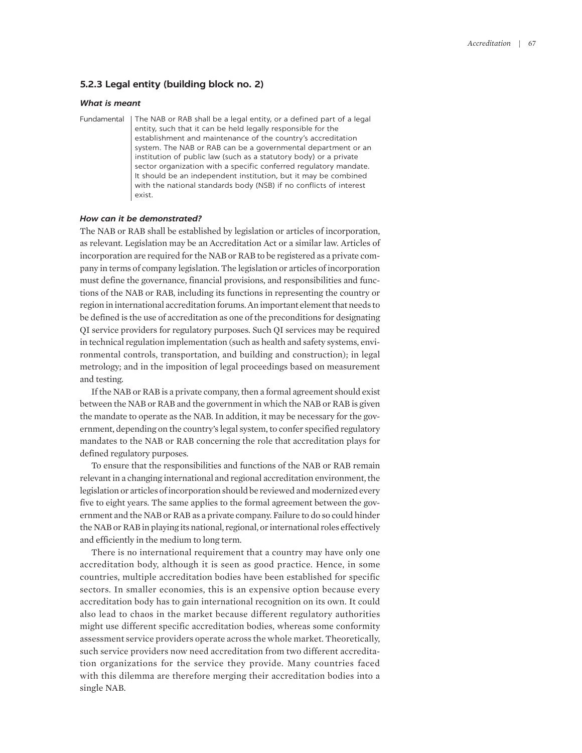### 5.2.3 Legal entity (building block no. 2)

#### *What is meant*

| Fundamental | The NAB or RAB shall be a legal entity, or a defined part of a legal entity, such that it can be held legally responsible for the establishment and maintenance of the country's accreditation system. The NAB or RAB can be a governmental department or an institution of public law (such as a statutory body) or a private sector organization with a specific conferred regulatory mandate. It should be an independent institution, but it may be combined with the national standards body (NSB) if no conflicts of interest exist. |
|---|---|

#### *How can it be demonstrated?*

The NAB or RAB shall be established by legislation or articles of incorporation, as relevant. Legislation may be an Accreditation Act or a similar law. Articles of incorporation are required for the NAB or RAB to be registered as a private company in terms of company legislation. The legislation or articles of incorporation must define the governance, financial provisions, and responsibilities and functions of the NAB or RAB, including its functions in representing the country or region in international accreditation forums. An important element that needs to be defined is the use of accreditation as one of the preconditions for designating QI service providers for regulatory purposes. Such QI services may be required in technical regulation implementation (such as health and safety systems, environmental controls, transportation, and building and construction); in legal metrology; and in the imposition of legal proceedings based on measurement and testing.

If the NAB or RAB is a private company, then a formal agreement should exist between the NAB or RAB and the government in which the NAB or RAB is given the mandate to operate as the NAB. In addition, it may be necessary for the government, depending on the country's legal system, to confer specified regulatory mandates to the NAB or RAB concerning the role that accreditation plays for defined regulatory purposes.

To ensure that the responsibilities and functions of the NAB or RAB remain relevant in a changing international and regional accreditation environment, the legislation or articles of incorporation should be reviewed and modernized every five to eight years. The same applies to the formal agreement between the government and the NAB or RAB as a private company. Failure to do so could hinder the NAB or RAB in playing its national, regional, or international roles effectively and efficiently in the medium to long term.

There is no international requirement that a country may have only one accreditation body, although it is seen as good practice. Hence, in some countries, multiple accreditation bodies have been established for specific sectors. In smaller economies, this is an expensive option because every accreditation body has to gain international recognition on its own. It could also lead to chaos in the market because different regulatory authorities might use different specific accreditation bodies, whereas some conformity assessment service providers operate across the whole market. Theoretically, such service providers now need accreditation from two different accreditation organizations for the service they provide. Many countries faced with this dilemma are therefore merging their accreditation bodies into a single NAB.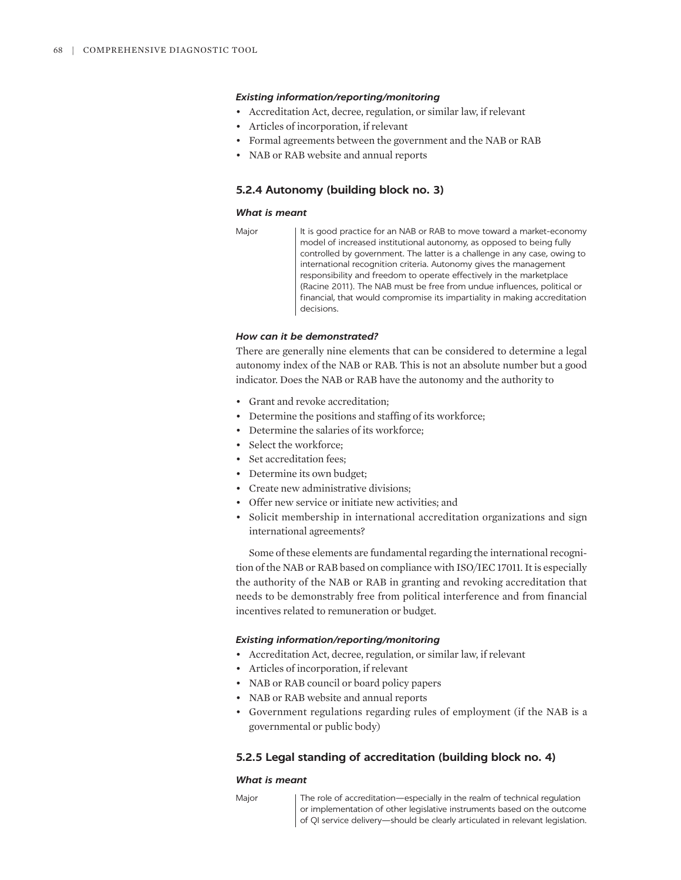#### *Existing information/reporting/monitoring*

- Accreditation Act, decree, regulation, or similar law, if relevant
- Articles of incorporation, if relevant
- Formal agreements between the government and the NAB or RAB
- NAB or RAB website and annual reports

### 5.2.4 Autonomy (building block no. 3)

#### *What is meant*

Major

It is good practice for an NAB or RAB to move toward a market-economy model of increased institutional autonomy, as opposed to being fully controlled by government. The latter is a challenge in any case, owing to international recognition criteria. Autonomy gives the management responsibility and freedom to operate effectively in the marketplace (Racine 2011). The NAB must be free from undue influences, political or financial, that would compromise its impartiality in making accreditation decisions.

#### *How can it be demonstrated?*

There are generally nine elements that can be considered to determine a legal autonomy index of the NAB or RAB. This is not an absolute number but a good indicator. Does the NAB or RAB have the autonomy and the authority to

- Grant and revoke accreditation;
- Determine the positions and staffing of its workforce;
- Determine the salaries of its workforce;
- Select the workforce;
- Set accreditation fees;
- Determine its own budget;
- Create new administrative divisions;
- Offer new service or initiate new activities; and
- Solicit membership in international accreditation organizations and sign international agreements?

Some of these elements are fundamental regarding the international recognition of the NAB or RAB based on compliance with ISO/IEC 17011. It is especially the authority of the NAB or RAB in granting and revoking accreditation that needs to be demonstrably free from political interference and from financial incentives related to remuneration or budget.

#### *Existing information/reporting/monitoring*

- Accreditation Act, decree, regulation, or similar law, if relevant
- Articles of incorporation, if relevant
- NAB or RAB council or board policy papers
- NAB or RAB website and annual reports
- Government regulations regarding rules of employment (if the NAB is a governmental or public body)

### 5.2.5 Legal standing of accreditation (building block no. 4)

#### *What is meant*

Major

The role of accreditation—especially in the realm of technical regulation or implementation of other legislative instruments based on the outcome of QI service delivery—should be clearly articulated in relevant legislation.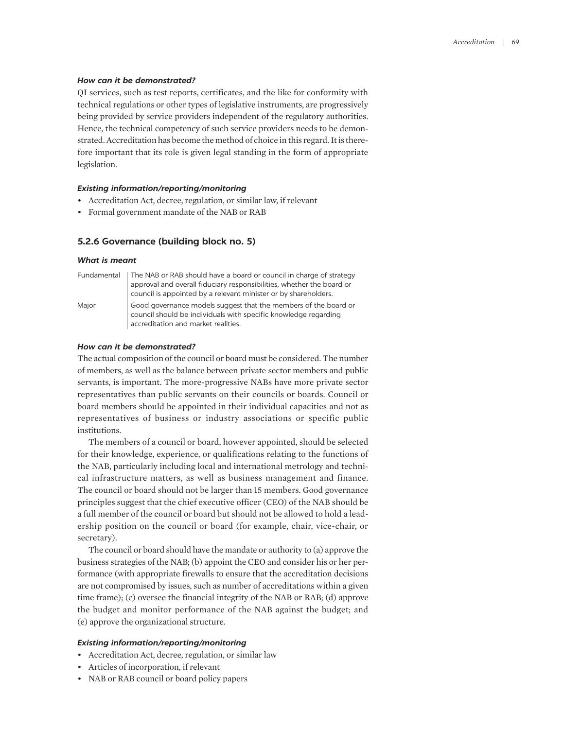#### *How can it be demonstrated?*

QI services, such as test reports, certificates, and the like for conformity with technical regulations or other types of legislative instruments, are progressively being provided by service providers independent of the regulatory authorities. Hence, the technical competency of such service providers needs to be demonstrated. Accreditation has become the method of choice in this regard. It is therefore important that its role is given legal standing in the form of appropriate legislation.

#### *Existing information/reporting/monitoring*

- Accreditation Act, decree, regulation, or similar law, if relevant
- Formal government mandate of the NAB or RAB

### 5.2.6 Governance (building block no. 5)

#### *What is meant*

| | |
|---|---|
| Fundamental | The NAB or RAB should have a board or council in charge of strategy approval and overall fiduciary responsibilities, whether the board or council is appointed by a relevant minister or by shareholders. |
| Major | Good governance models suggest that the members of the board or council should be individuals with specific knowledge regarding accreditation and market realities. |

#### *How can it be demonstrated?*

The actual composition of the council or board must be considered. The number of members, as well as the balance between private sector members and public servants, is important. The more-progressive NABs have more private sector representatives than public servants on their councils or boards. Council or board members should be appointed in their individual capacities and not as representatives of business or industry associations or specific public institutions.

The members of a council or board, however appointed, should be selected for their knowledge, experience, or qualifications relating to the functions of the NAB, particularly including local and international metrology and technical infrastructure matters, as well as business management and finance. The council or board should not be larger than 15 members. Good governance principles suggest that the chief executive officer (CEO) of the NAB should be a full member of the council or board but should not be allowed to hold a leadership position on the council or board (for example, chair, vice-chair, or secretary).

The council or board should have the mandate or authority to (a) approve the business strategies of the NAB; (b) appoint the CEO and consider his or her performance (with appropriate firewalls to ensure that the accreditation decisions are not compromised by issues, such as number of accreditations within a given time frame); (c) oversee the financial integrity of the NAB or RAB; (d) approve the budget and monitor performance of the NAB against the budget; and (e) approve the organizational structure.

#### *Existing information/reporting/monitoring*

- Accreditation Act, decree, regulation, or similar law
- Articles of incorporation, if relevant
- NAB or RAB council or board policy papers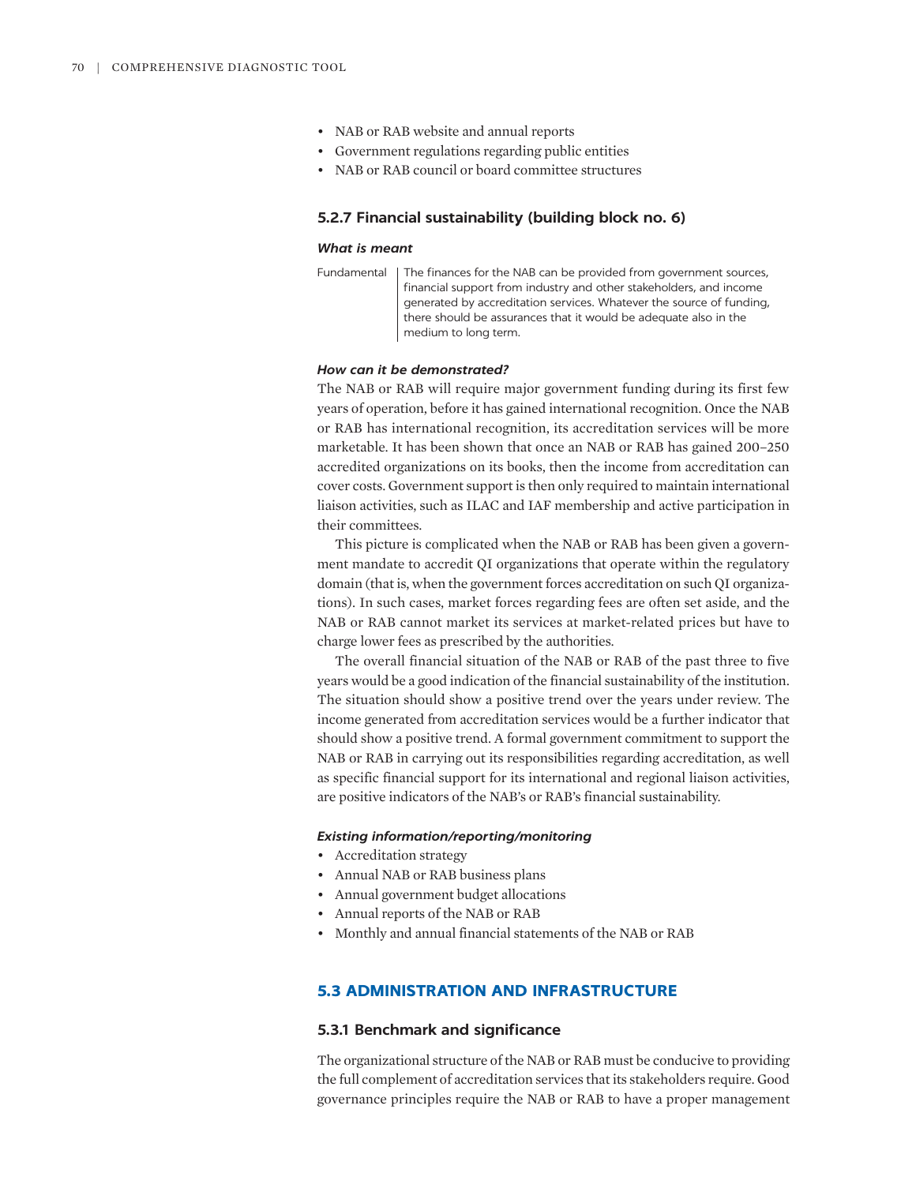- NAB or RAB website and annual reports
- Government regulations regarding public entities
- NAB or RAB council or board committee structures

### 5.2.7 Financial sustainability (building block no. 6)

#### *What is meant*

| | |
|---|---|
| Fundamental | The finances for the NAB can be provided from government sources, financial support from industry and other stakeholders, and income generated by accreditation services. Whatever the source of funding, there should be assurances that it would be adequate also in the medium to long term. |

#### *How can it be demonstrated?*

The NAB or RAB will require major government funding during its first few years of operation, before it has gained international recognition. Once the NAB or RAB has international recognition, its accreditation services will be more marketable. It has been shown that once an NAB or RAB has gained 200–250 accredited organizations on its books, then the income from accreditation can cover costs. Government support is then only required to maintain international liaison activities, such as ILAC and IAF membership and active participation in their committees.

This picture is complicated when the NAB or RAB has been given a government mandate to accredit QI organizations that operate within the regulatory domain (that is, when the government forces accreditation on such QI organizations). In such cases, market forces regarding fees are often set aside, and the NAB or RAB cannot market its services at market-related prices but have to charge lower fees as prescribed by the authorities.

The overall financial situation of the NAB or RAB of the past three to five years would be a good indication of the financial sustainability of the institution. The situation should show a positive trend over the years under review. The income generated from accreditation services would be a further indicator that should show a positive trend. A formal government commitment to support the NAB or RAB in carrying out its responsibilities regarding accreditation, as well as specific financial support for its international and regional liaison activities, are positive indicators of the NAB's or RAB's financial sustainability.

#### *Existing information/reporting/monitoring*

- Accreditation strategy
- Annual NAB or RAB business plans
- Annual government budget allocations
- Annual reports of the NAB or RAB
- Monthly and annual financial statements of the NAB or RAB

## 5.3 ADMINISTRATION AND INFRASTRUCTURE

### 5.3.1 Benchmark and significance

The organizational structure of the NAB or RAB must be conducive to providing the full complement of accreditation services that its stakeholders require. Good governance principles require the NAB or RAB to have a proper management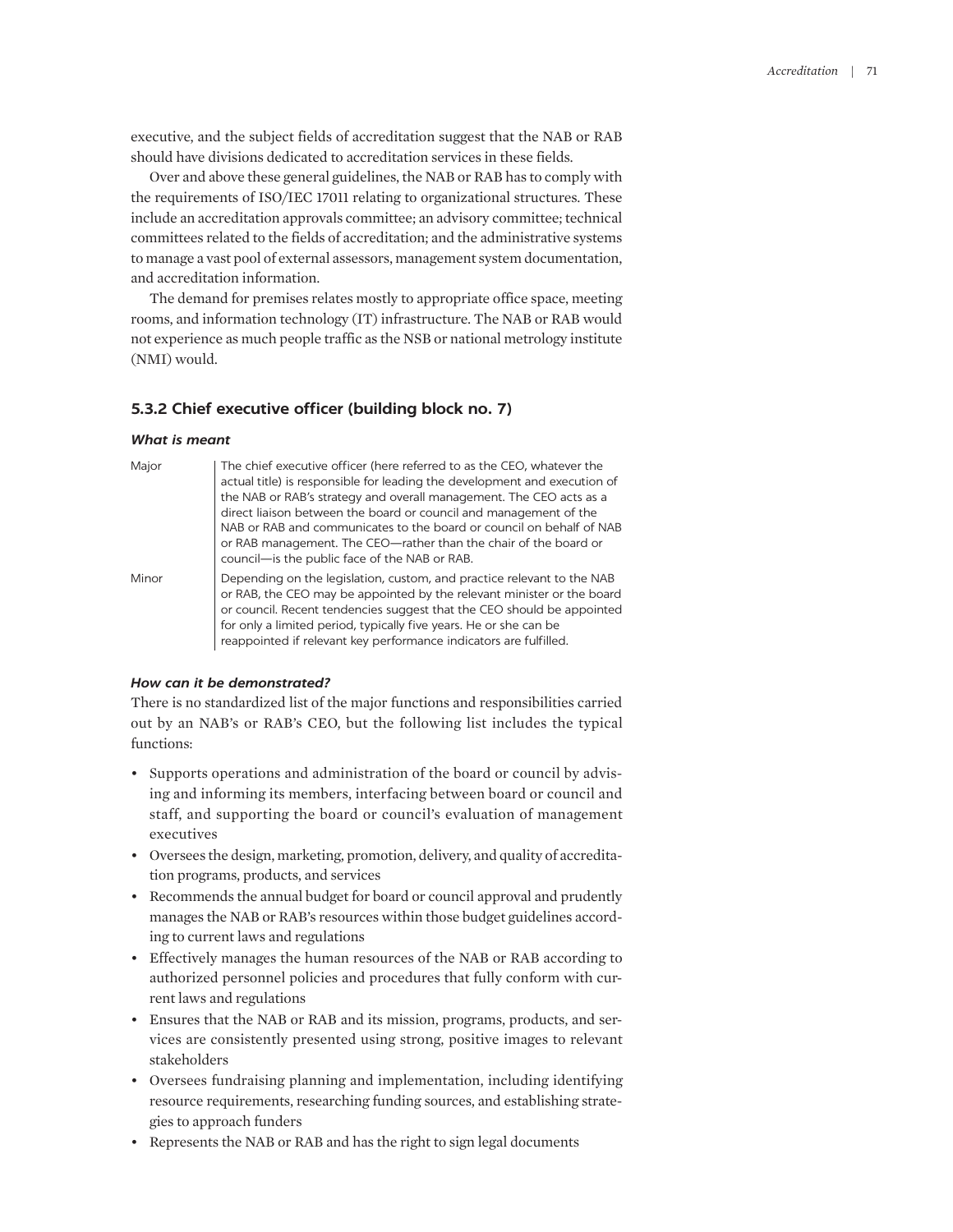executive, and the subject fields of accreditation suggest that the NAB or RAB should have divisions dedicated to accreditation services in these fields.

Over and above these general guidelines, the NAB or RAB has to comply with the requirements of ISO/IEC 17011 relating to organizational structures. These include an accreditation approvals committee; an advisory committee; technical committees related to the fields of accreditation; and the administrative systems to manage a vast pool of external assessors, management system documentation, and accreditation information.

The demand for premises relates mostly to appropriate office space, meeting rooms, and information technology (IT) infrastructure. The NAB or RAB would not experience as much people traffic as the NSB or national metrology institute (NMI) would.

### 5.3.2 Chief executive officer (building block no. 7)

#### *What is meant*

| | |
|---|---|
| Major | The chief executive officer (here referred to as the CEO, whatever the actual title) is responsible for leading the development and execution of the NAB or RAB's strategy and overall management. The CEO acts as a direct liaison between the board or council and management of the NAB or RAB and communicates to the board or council on behalf of NAB or RAB management. The CEO—rather than the chair of the board or council—is the public face of the NAB or RAB. |
| Minor | Depending on the legislation, custom, and practice relevant to the NAB or RAB, the CEO may be appointed by the relevant minister or the board or council. Recent tendencies suggest that the CEO should be appointed for only a limited period, typically five years. He or she can be reappointed if relevant key performance indicators are fulfilled. |

#### *How can it be demonstrated?*

There is no standardized list of the major functions and responsibilities carried out by an NAB's or RAB's CEO, but the following list includes the typical functions:

- Supports operations and administration of the board or council by advising and informing its members, interfacing between board or council and staff, and supporting the board or council's evaluation of management executives
- Oversees the design, marketing, promotion, delivery, and quality of accreditation programs, products, and services
- Recommends the annual budget for board or council approval and prudently manages the NAB or RAB's resources within those budget guidelines according to current laws and regulations
- Effectively manages the human resources of the NAB or RAB according to authorized personnel policies and procedures that fully conform with current laws and regulations
- Ensures that the NAB or RAB and its mission, programs, products, and services are consistently presented using strong, positive images to relevant stakeholders
- Oversees fundraising planning and implementation, including identifying resource requirements, researching funding sources, and establishing strategies to approach funders
- Represents the NAB or RAB and has the right to sign legal documents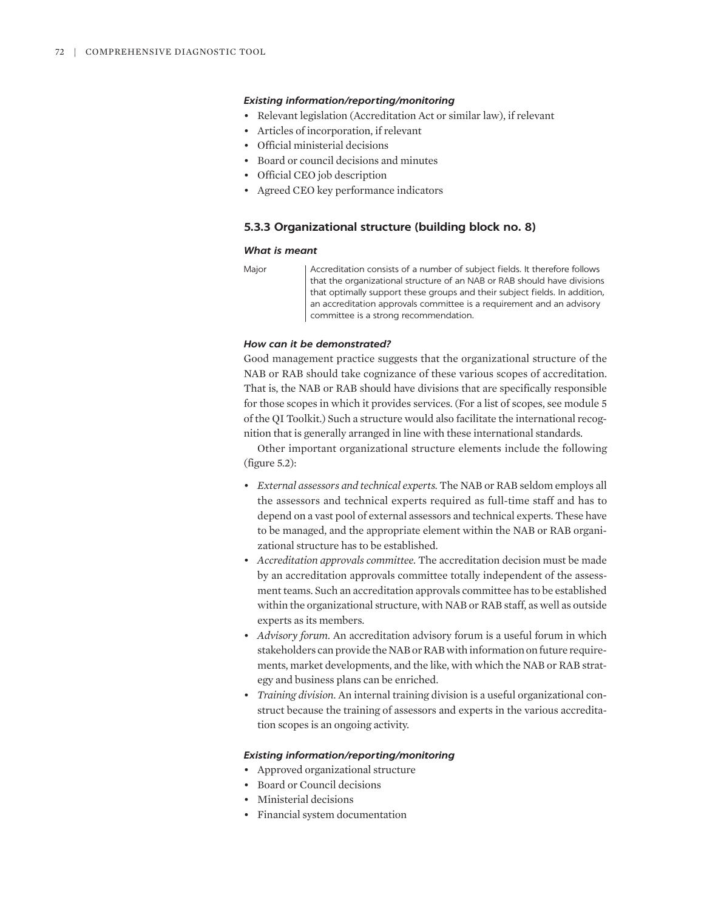#### *Existing information/reporting/monitoring*

- Relevant legislation (Accreditation Act or similar law), if relevant
- Articles of incorporation, if relevant
- Official ministerial decisions
- Board or council decisions and minutes
- Official CEO job description
- Agreed CEO key performance indicators

### 5.3.3 Organizational structure (building block no. 8)

#### *What is meant*

| | |
|---|---|
| Major | Accreditation consists of a number of subject fields. It therefore follows that the organizational structure of an NAB or RAB should have divisions that optimally support these groups and their subject fields. In addition, an accreditation approvals committee is a requirement and an advisory committee is a strong recommendation. |

#### *How can it be demonstrated?*

Good management practice suggests that the organizational structure of the NAB or RAB should take cognizance of these various scopes of accreditation. That is, the NAB or RAB should have divisions that are specifically responsible for those scopes in which it provides services. (For a list of scopes, see module 5 of the QI Toolkit.) Such a structure would also facilitate the international recognition that is generally arranged in line with these international standards.

Other important organizational structure elements include the following (figure 5.2):

- *External assessors and technical experts.* The NAB or RAB seldom employs all the assessors and technical experts required as full-time staff and has to depend on a vast pool of external assessors and technical experts. These have to be managed, and the appropriate element within the NAB or RAB organizational structure has to be established.
- *Accreditation approvals committee.* The accreditation decision must be made by an accreditation approvals committee totally independent of the assessment teams. Such an accreditation approvals committee has to be established within the organizational structure, with NAB or RAB staff, as well as outside experts as its members.
- *Advisory forum.* An accreditation advisory forum is a useful forum in which stakeholders can provide the NAB or RAB with information on future requirements, market developments, and the like, with which the NAB or RAB strategy and business plans can be enriched.
- *Training division.* An internal training division is a useful organizational construct because the training of assessors and experts in the various accreditation scopes is an ongoing activity.

#### *Existing information/reporting/monitoring*

- Approved organizational structure
- Board or Council decisions
- Ministerial decisions
- Financial system documentation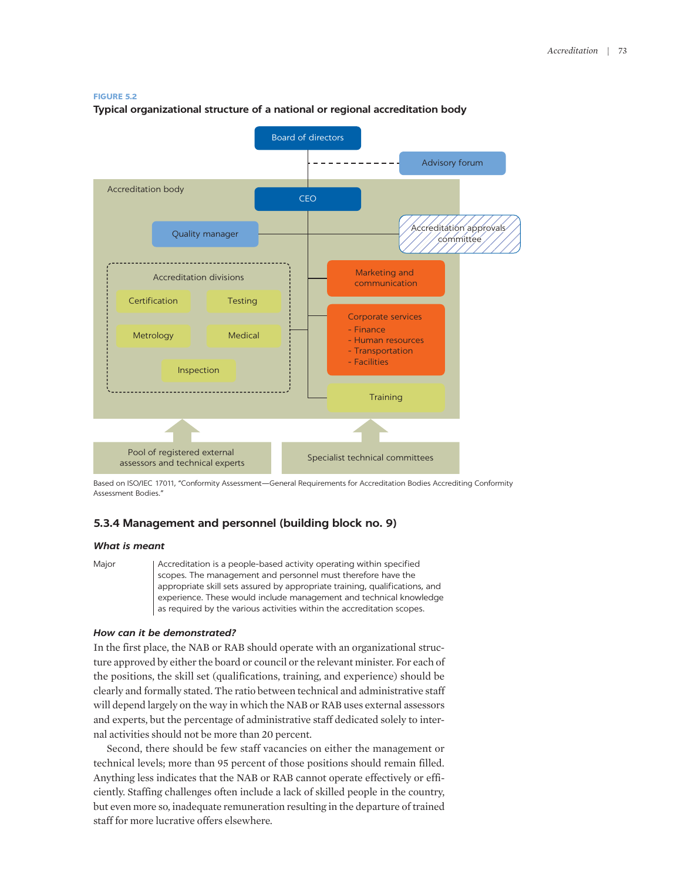**FIGURE 5.2**

**Typical organizational structure of a national or regional accreditation body**

Board of directors

Advisory forum

Accreditation body

CEO

Quality manager

Accreditation approvals committee

Accreditation divisions

Certification

Testing

Metrology

Medical

Inspection

Marketing and communication

Corporate services
- Finance
- Human resources
- Transportation
- Facilities

Training

Pool of registered external assessors and technical experts

Specialist technical committees

Based on ISO/IEC 17011, "Conformity Assessment—General Requirements for Accreditation Bodies Accrediting Conformity Assessment Bodies."

### 5.3.4 Management and personnel (building block no. 9)

#### *What is meant*

| | |
|---|---|
| Major | Accreditation is a people-based activity operating within specified scopes. The management and personnel must therefore have the appropriate skill sets assured by appropriate training, qualifications, and experience. These would include management and technical knowledge as required by the various activities within the accreditation scopes. |

#### *How can it be demonstrated?*

In the first place, the NAB or RAB should operate with an organizational structure approved by either the board or council or the relevant minister. For each of the positions, the skill set (qualifications, training, and experience) should be clearly and formally stated. The ratio between technical and administrative staff will depend largely on the way in which the NAB or RAB uses external assessors and experts, but the percentage of administrative staff dedicated solely to internal activities should not be more than 20 percent.

Second, there should be few staff vacancies on either the management or technical levels; more than 95 percent of those positions should remain filled. Anything less indicates that the NAB or RAB cannot operate effectively or efficiently. Staffing challenges often include a lack of skilled people in the country, but even more so, inadequate remuneration resulting in the departure of trained staff for more lucrative offers elsewhere.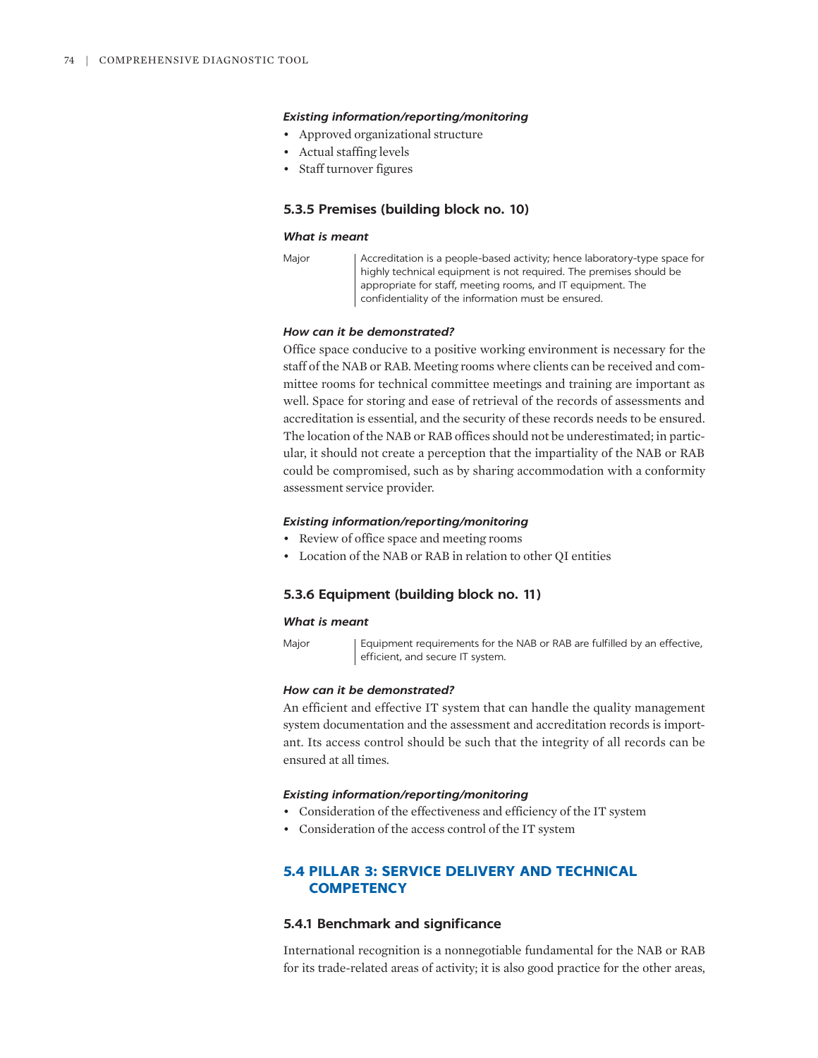#### *Existing information/reporting/monitoring*

- Approved organizational structure
- Actual staffing levels
- Staff turnover figures

### 5.3.5 Premises (building block no. 10)

#### *What is meant*

| | |
|---|---|
| Major | Accreditation is a people-based activity; hence laboratory-type space for highly technical equipment is not required. The premises should be appropriate for staff, meeting rooms, and IT equipment. The confidentiality of the information must be ensured. |

#### *How can it be demonstrated?*

Office space conducive to a positive working environment is necessary for the staff of the NAB or RAB. Meeting rooms where clients can be received and committee rooms for technical committee meetings and training are important as well. Space for storing and ease of retrieval of the records of assessments and accreditation is essential, and the security of these records needs to be ensured. The location of the NAB or RAB offices should not be underestimated; in particular, it should not create a perception that the impartiality of the NAB or RAB could be compromised, such as by sharing accommodation with a conformity assessment service provider.

#### *Existing information/reporting/monitoring*

- Review of office space and meeting rooms
- Location of the NAB or RAB in relation to other QI entities

### 5.3.6 Equipment (building block no. 11)

#### *What is meant*

| | |
|---|---|
| Major | Equipment requirements for the NAB or RAB are fulfilled by an effective, efficient, and secure IT system. |

#### *How can it be demonstrated?*

An efficient and effective IT system that can handle the quality management system documentation and the assessment and accreditation records is important. Its access control should be such that the integrity of all records can be ensured at all times.

#### *Existing information/reporting/monitoring*

- Consideration of the effectiveness and efficiency of the IT system
- Consideration of the access control of the IT system

## 5.4 PILLAR 3: SERVICE DELIVERY AND TECHNICAL COMPETENCY

### 5.4.1 Benchmark and significance

International recognition is a nonnegotiable fundamental for the NAB or RAB for its trade-related areas of activity; it is also good practice for the other areas,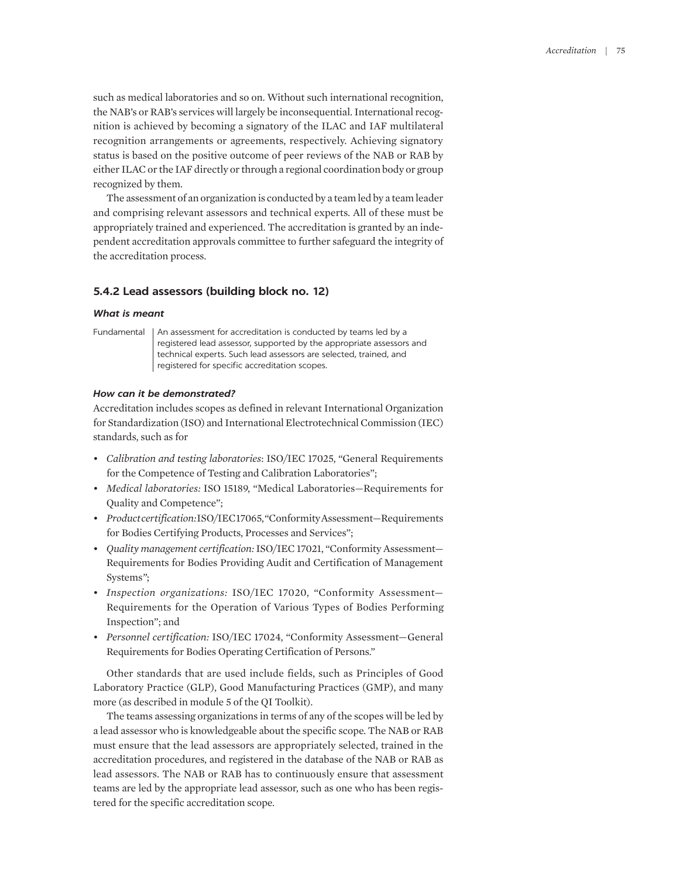such as medical laboratories and so on. Without such international recognition, the NAB's or RAB's services will largely be inconsequential. International recognition is achieved by becoming a signatory of the ILAC and IAF multilateral recognition arrangements or agreements, respectively. Achieving signatory status is based on the positive outcome of peer reviews of the NAB or RAB by either ILAC or the IAF directly or through a regional coordination body or group recognized by them.

The assessment of an organization is conducted by a team led by a team leader and comprising relevant assessors and technical experts. All of these must be appropriately trained and experienced. The accreditation is granted by an independent accreditation approvals committee to further safeguard the integrity of the accreditation process.

### 5.4.2 Lead assessors (building block no. 12)

#### *What is meant*

| Fundamental | An assessment for accreditation is conducted by teams led by a registered lead assessor, supported by the appropriate assessors and technical experts. Such lead assessors are selected, trained, and registered for specific accreditation scopes. |
|---|---|

#### *How can it be demonstrated?*

Accreditation includes scopes as defined in relevant International Organization for Standardization (ISO) and International Electrotechnical Commission (IEC) standards, such as for

- *Calibration and testing laboratories*: ISO/IEC 17025, "General Requirements for the Competence of Testing and Calibration Laboratories";
- *Medical laboratories:* ISO 15189, "Medical Laboratories—Requirements for Quality and Competence";
- *Product certification:* ISO/IEC 17065, "Conformity Assessment—Requirements for Bodies Certifying Products, Processes and Services";
- *Quality management certification:* ISO/IEC 17021, "Conformity Assessment—Requirements for Bodies Providing Audit and Certification of Management Systems";
- *Inspection organizations:* ISO/IEC 17020, "Conformity Assessment—Requirements for the Operation of Various Types of Bodies Performing Inspection"; and
- *Personnel certification:* ISO/IEC 17024, "Conformity Assessment—General Requirements for Bodies Operating Certification of Persons."

Other standards that are used include fields, such as Principles of Good Laboratory Practice (GLP), Good Manufacturing Practices (GMP), and many more (as described in module 5 of the QI Toolkit).

The teams assessing organizations in terms of any of the scopes will be led by a lead assessor who is knowledgeable about the specific scope. The NAB or RAB must ensure that the lead assessors are appropriately selected, trained in the accreditation procedures, and registered in the database of the NAB or RAB as lead assessors. The NAB or RAB has to continuously ensure that assessment teams are led by the appropriate lead assessor, such as one who has been registered for the specific accreditation scope.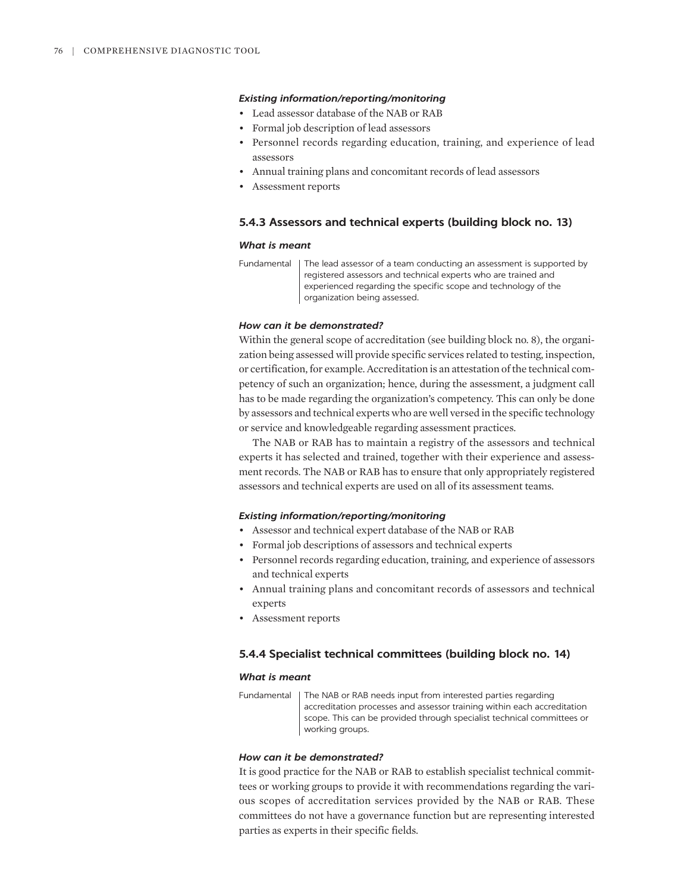#### *Existing information/reporting/monitoring*

- Lead assessor database of the NAB or RAB
- Formal job description of lead assessors
- Personnel records regarding education, training, and experience of lead assessors
- Annual training plans and concomitant records of lead assessors
- Assessment reports

### 5.4.3 Assessors and technical experts (building block no. 13)

#### *What is meant*

| Fundamental | The lead assessor of a team conducting an assessment is supported by registered assessors and technical experts who are trained and experienced regarding the specific scope and technology of the organization being assessed. |
|---|---|

#### *How can it be demonstrated?*

Within the general scope of accreditation (see building block no. 8), the organization being assessed will provide specific services related to testing, inspection, or certification, for example. Accreditation is an attestation of the technical competency of such an organization; hence, during the assessment, a judgment call has to be made regarding the organization's competency. This can only be done by assessors and technical experts who are well versed in the specific technology or service and knowledgeable regarding assessment practices.

The NAB or RAB has to maintain a registry of the assessors and technical experts it has selected and trained, together with their experience and assessment records. The NAB or RAB has to ensure that only appropriately registered assessors and technical experts are used on all of its assessment teams.

#### *Existing information/reporting/monitoring*

- Assessor and technical expert database of the NAB or RAB
- Formal job descriptions of assessors and technical experts
- Personnel records regarding education, training, and experience of assessors and technical experts
- Annual training plans and concomitant records of assessors and technical experts
- Assessment reports

### 5.4.4 Specialist technical committees (building block no. 14)

#### *What is meant*

| Fundamental | The NAB or RAB needs input from interested parties regarding accreditation processes and assessor training within each accreditation scope. This can be provided through specialist technical committees or working groups. |
|---|---|

#### *How can it be demonstrated?*

It is good practice for the NAB or RAB to establish specialist technical committees or working groups to provide it with recommendations regarding the various scopes of accreditation services provided by the NAB or RAB. These committees do not have a governance function but are representing interested parties as experts in their specific fields.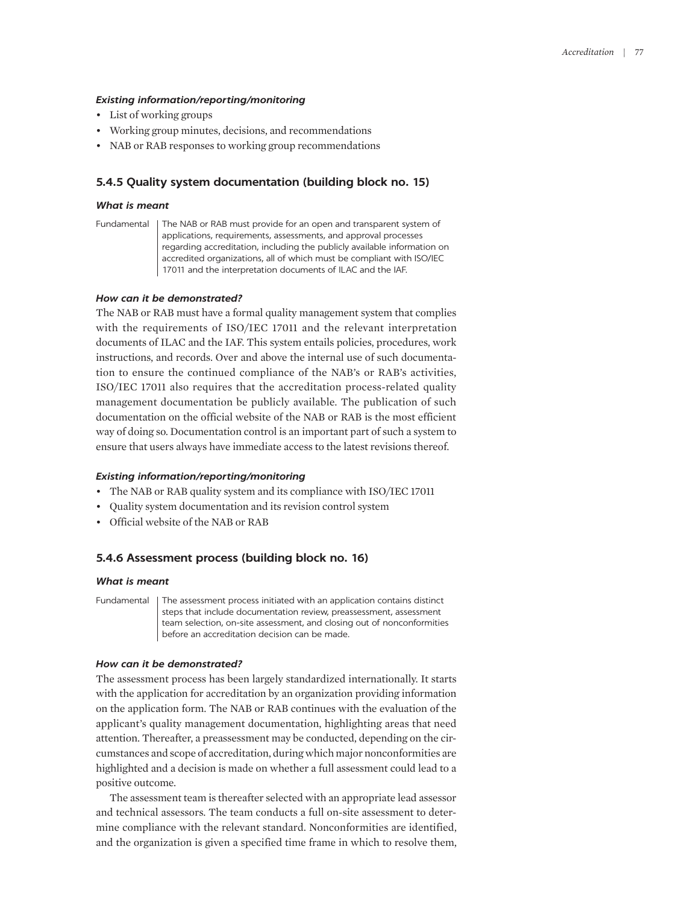#### *Existing information/reporting/monitoring*

- List of working groups
- Working group minutes, decisions, and recommendations
- NAB or RAB responses to working group recommendations

### 5.4.5 Quality system documentation (building block no. 15)

#### *What is meant*

| | |
|---|---|
| Fundamental | The NAB or RAB must provide for an open and transparent system of applications, requirements, assessments, and approval processes regarding accreditation, including the publicly available information on accredited organizations, all of which must be compliant with ISO/IEC 17011 and the interpretation documents of ILAC and the IAF. |

#### *How can it be demonstrated?*

The NAB or RAB must have a formal quality management system that complies with the requirements of ISO/IEC 17011 and the relevant interpretation documents of ILAC and the IAF. This system entails policies, procedures, work instructions, and records. Over and above the internal use of such documentation to ensure the continued compliance of the NAB's or RAB's activities, ISO/IEC 17011 also requires that the accreditation process-related quality management documentation be publicly available. The publication of such documentation on the official website of the NAB or RAB is the most efficient way of doing so. Documentation control is an important part of such a system to ensure that users always have immediate access to the latest revisions thereof.

#### *Existing information/reporting/monitoring*

- The NAB or RAB quality system and its compliance with ISO/IEC 17011
- Quality system documentation and its revision control system
- Official website of the NAB or RAB

### 5.4.6 Assessment process (building block no. 16)

#### *What is meant*

| | |
|---|---|
| Fundamental | The assessment process initiated with an application contains distinct steps that include documentation review, preassessment, assessment team selection, on-site assessment, and closing out of nonconformities before an accreditation decision can be made. |

#### *How can it be demonstrated?*

The assessment process has been largely standardized internationally. It starts with the application for accreditation by an organization providing information on the application form. The NAB or RAB continues with the evaluation of the applicant's quality management documentation, highlighting areas that need attention. Thereafter, a preassessment may be conducted, depending on the circumstances and scope of accreditation, during which major nonconformities are highlighted and a decision is made on whether a full assessment could lead to a positive outcome.

The assessment team is thereafter selected with an appropriate lead assessor and technical assessors. The team conducts a full on-site assessment to determine compliance with the relevant standard. Nonconformities are identified, and the organization is given a specified time frame in which to resolve them,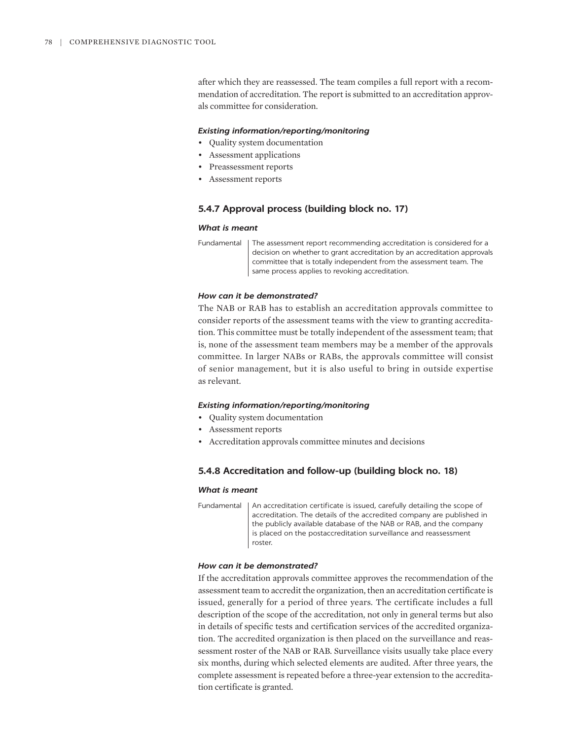after which they are reassessed. The team compiles a full report with a recommendation of accreditation. The report is submitted to an accreditation approvals committee for consideration.

#### *Existing information/reporting/monitoring*

- Quality system documentation
- Assessment applications
- Preassessment reports
- Assessment reports

### 5.4.7 Approval process (building block no. 17)

#### *What is meant*

| | |
|---|---|
| Fundamental | The assessment report recommending accreditation is considered for a decision on whether to grant accreditation by an accreditation approvals committee that is totally independent from the assessment team. The same process applies to revoking accreditation. |

#### *How can it be demonstrated?*

The NAB or RAB has to establish an accreditation approvals committee to consider reports of the assessment teams with the view to granting accreditation. This committee must be totally independent of the assessment team; that is, none of the assessment team members may be a member of the approvals committee. In larger NABs or RABs, the approvals committee will consist of senior management, but it is also useful to bring in outside expertise as relevant.

#### *Existing information/reporting/monitoring*

- Quality system documentation
- Assessment reports
- Accreditation approvals committee minutes and decisions

### 5.4.8 Accreditation and follow-up (building block no. 18)

#### *What is meant*

| | |
|---|---|
| Fundamental | An accreditation certificate is issued, carefully detailing the scope of accreditation. The details of the accredited company are published in the publicly available database of the NAB or RAB, and the company is placed on the postaccreditation surveillance and reassessment roster. |

#### *How can it be demonstrated?*

If the accreditation approvals committee approves the recommendation of the assessment team to accredit the organization, then an accreditation certificate is issued, generally for a period of three years. The certificate includes a full description of the scope of the accreditation, not only in general terms but also in details of specific tests and certification services of the accredited organization. The accredited organization is then placed on the surveillance and reassessment roster of the NAB or RAB. Surveillance visits usually take place every six months, during which selected elements are audited. After three years, the complete assessment is repeated before a three-year extension to the accreditation certificate is granted.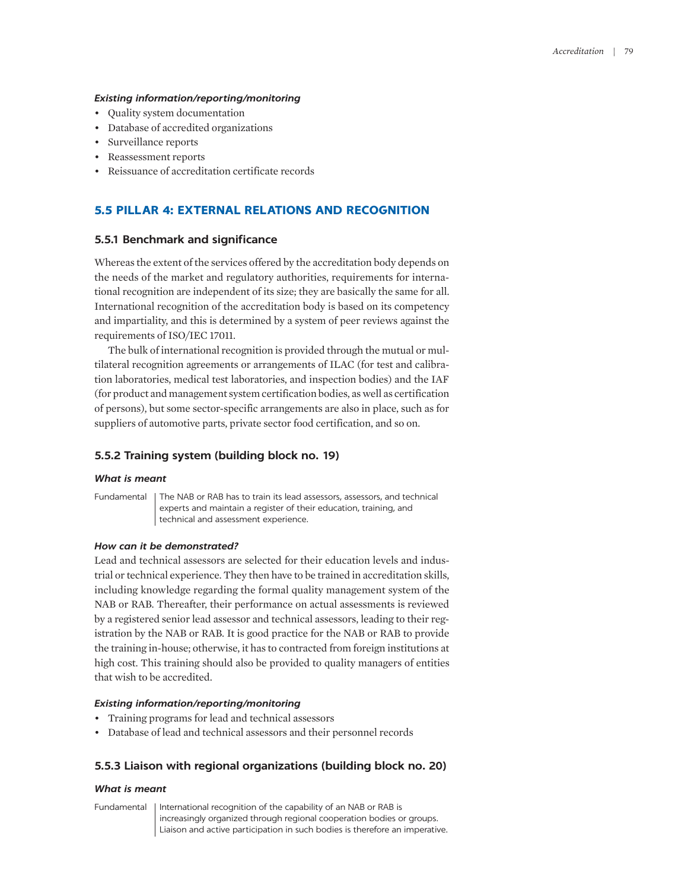#### *Existing information/reporting/monitoring*

- Quality system documentation
- Database of accredited organizations
- Surveillance reports
- Reassessment reports
- Reissuance of accreditation certificate records

## 5.5 PILLAR 4: EXTERNAL RELATIONS AND RECOGNITION

### 5.5.1 Benchmark and significance

Whereas the extent of the services offered by the accreditation body depends on the needs of the market and regulatory authorities, requirements for international recognition are independent of its size; they are basically the same for all. International recognition of the accreditation body is based on its competency and impartiality, and this is determined by a system of peer reviews against the requirements of ISO/IEC 17011.

The bulk of international recognition is provided through the mutual or multilateral recognition agreements or arrangements of ILAC (for test and calibration laboratories, medical test laboratories, and inspection bodies) and the IAF (for product and management system certification bodies, as well as certification of persons), but some sector-specific arrangements are also in place, such as for suppliers of automotive parts, private sector food certification, and so on.

### 5.5.2 Training system (building block no. 19)

#### *What is meant*

| Fundamental | The NAB or RAB has to train its lead assessors, assessors, and technical experts and maintain a register of their education, training, and technical and assessment experience. |
|---|---|

#### *How can it be demonstrated?*

Lead and technical assessors are selected for their education levels and industrial or technical experience. They then have to be trained in accreditation skills, including knowledge regarding the formal quality management system of the NAB or RAB. Thereafter, their performance on actual assessments is reviewed by a registered senior lead assessor and technical assessors, leading to their registration by the NAB or RAB. It is good practice for the NAB or RAB to provide the training in-house; otherwise, it has to contracted from foreign institutions at high cost. This training should also be provided to quality managers of entities that wish to be accredited.

#### *Existing information/reporting/monitoring*

- Training programs for lead and technical assessors
- Database of lead and technical assessors and their personnel records

### 5.5.3 Liaison with regional organizations (building block no. 20)

#### *What is meant*

| Fundamental | International recognition of the capability of an NAB or RAB is increasingly organized through regional cooperation bodies or groups. Liaison and active participation in such bodies is therefore an imperative. |
|---|---|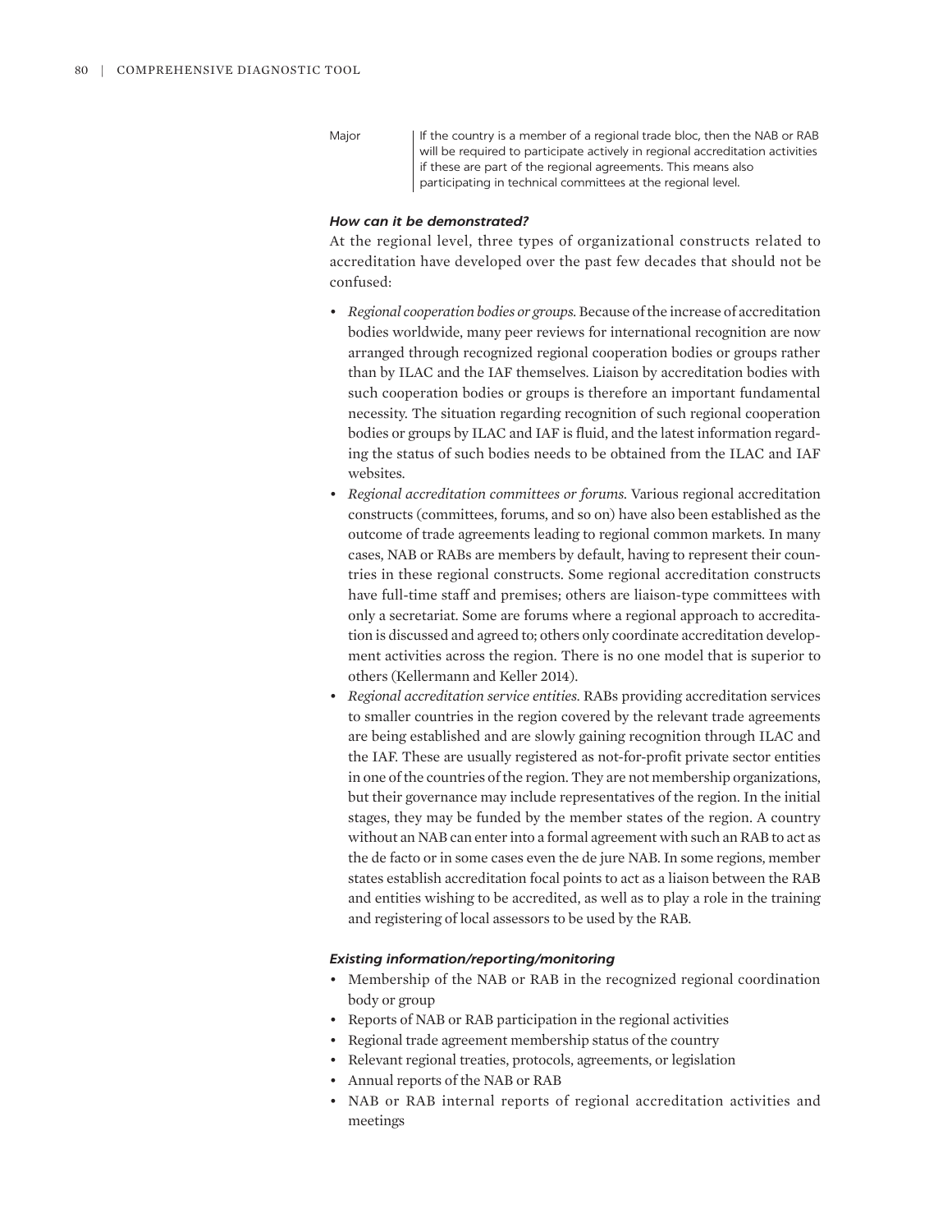| | |
|---|---|
| Major | If the country is a member of a regional trade bloc, then the NAB or RAB will be required to participate actively in regional accreditation activities if these are part of the regional agreements. This means also participating in technical committees at the regional level. |

#### *How can it be demonstrated?*

At the regional level, three types of organizational constructs related to accreditation have developed over the past few decades that should not be confused:

- *Regional cooperation bodies or groups.* Because of the increase of accreditation bodies worldwide, many peer reviews for international recognition are now arranged through recognized regional cooperation bodies or groups rather than by ILAC and the IAF themselves. Liaison by accreditation bodies with such cooperation bodies or groups is therefore an important fundamental necessity. The situation regarding recognition of such regional cooperation bodies or groups by ILAC and IAF is fluid, and the latest information regarding the status of such bodies needs to be obtained from the ILAC and IAF websites.
- *Regional accreditation committees or forums.* Various regional accreditation constructs (committees, forums, and so on) have also been established as the outcome of trade agreements leading to regional common markets. In many cases, NAB or RABs are members by default, having to represent their countries in these regional constructs. Some regional accreditation constructs have full-time staff and premises; others are liaison-type committees with only a secretariat. Some are forums where a regional approach to accreditation is discussed and agreed to; others only coordinate accreditation development activities across the region. There is no one model that is superior to others (Kellermann and Keller 2014).
- *Regional accreditation service entities.* RABs providing accreditation services to smaller countries in the region covered by the relevant trade agreements are being established and are slowly gaining recognition through ILAC and the IAF. These are usually registered as not-for-profit private sector entities in one of the countries of the region. They are not membership organizations, but their governance may include representatives of the region. In the initial stages, they may be funded by the member states of the region. A country without an NAB can enter into a formal agreement with such an RAB to act as the de facto or in some cases even the de jure NAB. In some regions, member states establish accreditation focal points to act as a liaison between the RAB and entities wishing to be accredited, as well as to play a role in the training and registering of local assessors to be used by the RAB.

#### *Existing information/reporting/monitoring*

- Membership of the NAB or RAB in the recognized regional coordination body or group
- Reports of NAB or RAB participation in the regional activities
- Regional trade agreement membership status of the country
- Relevant regional treaties, protocols, agreements, or legislation
- Annual reports of the NAB or RAB
- NAB or RAB internal reports of regional accreditation activities and meetings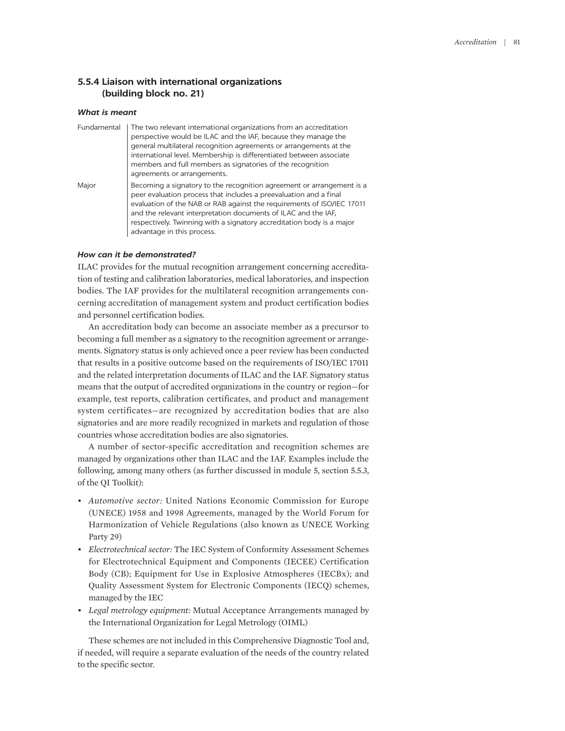### 5.5.4 Liaison with international organizations (building block no. 21)

#### *What is meant*

| | |
|---|---|
| Fundamental | The two relevant international organizations from an accreditation perspective would be ILAC and the IAF, because they manage the general multilateral recognition agreements or arrangements at the international level. Membership is differentiated between associate members and full members as signatories of the recognition agreements or arrangements. |
| Major | Becoming a signatory to the recognition agreement or arrangement is a peer evaluation process that includes a preevaluation and a final evaluation of the NAB or RAB against the requirements of ISO/IEC 17011 and the relevant interpretation documents of ILAC and the IAF, respectively. Twinning with a signatory accreditation body is a major advantage in this process. |

#### *How can it be demonstrated?*

ILAC provides for the mutual recognition arrangement concerning accreditation of testing and calibration laboratories, medical laboratories, and inspection bodies. The IAF provides for the multilateral recognition arrangements concerning accreditation of management system and product certification bodies and personnel certification bodies.

An accreditation body can become an associate member as a precursor to becoming a full member as a signatory to the recognition agreement or arrangements. Signatory status is only achieved once a peer review has been conducted that results in a positive outcome based on the requirements of ISO/IEC 17011 and the related interpretation documents of ILAC and the IAF. Signatory status means that the output of accredited organizations in the country or region—for example, test reports, calibration certificates, and product and management system certificates—are recognized by accreditation bodies that are also signatories and are more readily recognized in markets and regulation of those countries whose accreditation bodies are also signatories.

A number of sector-specific accreditation and recognition schemes are managed by organizations other than ILAC and the IAF. Examples include the following, among many others (as further discussed in module 5, section 5.5.3, of the QI Toolkit):

- *Automotive sector:* United Nations Economic Commission for Europe (UNECE) 1958 and 1998 Agreements, managed by the World Forum for Harmonization of Vehicle Regulations (also known as UNECE Working Party 29)
- *Electrotechnical sector:* The IEC System of Conformity Assessment Schemes for Electrotechnical Equipment and Components (IECEE) Certification Body (CB); Equipment for Use in Explosive Atmospheres (IECBx); and Quality Assessment System for Electronic Components (IECQ) schemes, managed by the IEC
- *Legal metrology equipment:* Mutual Acceptance Arrangements managed by the International Organization for Legal Metrology (OIML)

These schemes are not included in this Comprehensive Diagnostic Tool and, if needed, will require a separate evaluation of the needs of the country related to the specific sector.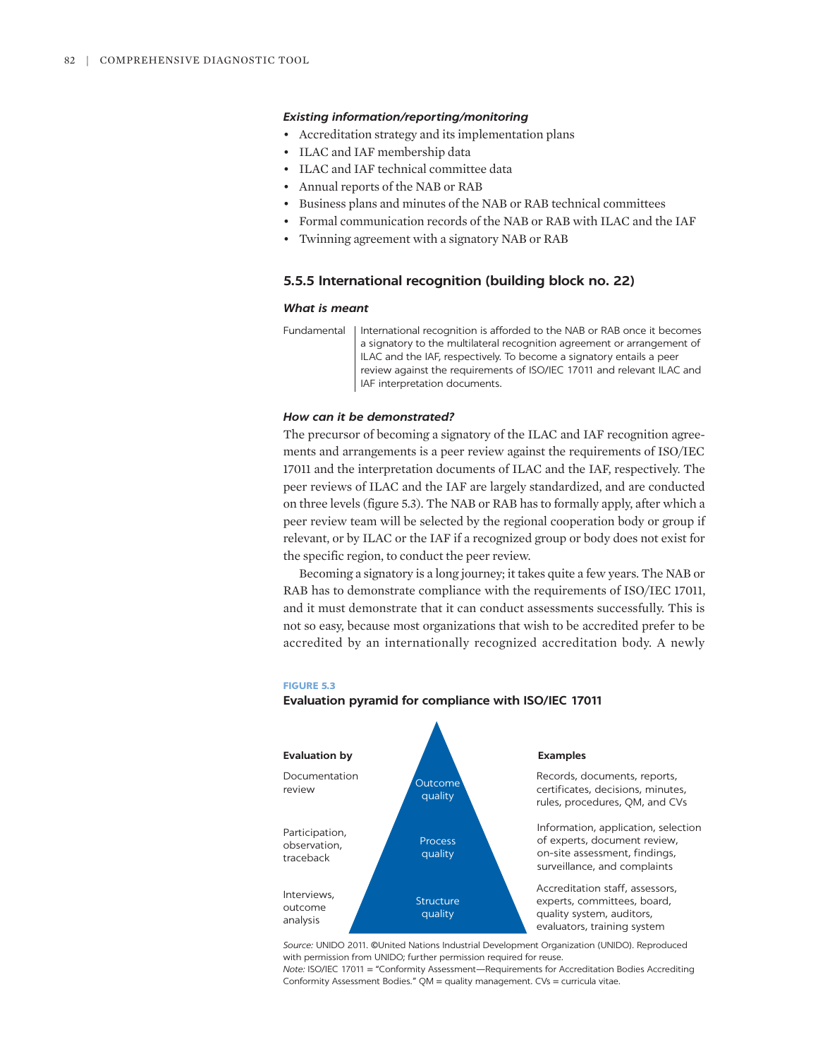#### *Existing information/reporting/monitoring*

- Accreditation strategy and its implementation plans
- ILAC and IAF membership data
- ILAC and IAF technical committee data
- Annual reports of the NAB or RAB
- Business plans and minutes of the NAB or RAB technical committees
- Formal communication records of the NAB or RAB with ILAC and the IAF
- Twinning agreement with a signatory NAB or RAB

### 5.5.5 International recognition (building block no. 22)

#### *What is meant*

| | |
|---|---|
| Fundamental | International recognition is afforded to the NAB or RAB once it becomes a signatory to the multilateral recognition agreement or arrangement of ILAC and the IAF, respectively. To become a signatory entails a peer review against the requirements of ISO/IEC 17011 and relevant ILAC and IAF interpretation documents. |

#### *How can it be demonstrated?*

The precursor of becoming a signatory of the ILAC and IAF recognition agreements and arrangements is a peer review against the requirements of ISO/IEC 17011 and the interpretation documents of ILAC and the IAF, respectively. The peer reviews of ILAC and the IAF are largely standardized, and are conducted on three levels (figure 5.3). The NAB or RAB has to formally apply, after which a peer review team will be selected by the regional cooperation body or group if relevant, or by ILAC or the IAF if a recognized group or body does not exist for the specific region, to conduct the peer review.

Becoming a signatory is a long journey; it takes quite a few years. The NAB or RAB has to demonstrate compliance with the requirements of ISO/IEC 17011, and it must demonstrate that it can conduct assessments successfully. This is not so easy, because most organizations that wish to be accredited prefer to be accredited by an internationally recognized accreditation body. A newly

**FIGURE 5.3**

**Evaluation pyramid for compliance with ISO/IEC 17011**

| Evaluation by | Pyramid level | Examples |
|---|---|---|
| Documentation review | Outcome quality | Records, documents, reports, certificates, decisions, minutes, rules, procedures, QM, and CVs |
| Participation, observation, traceback | Process quality | Information, application, selection of experts, document review, on-site assessment, findings, surveillance, and complaints |
| Interviews, outcome analysis | Structure quality | Accreditation staff, assessors, experts, committees, board, quality system, auditors, evaluators, training system |

*Source:* UNIDO 2011. ©United Nations Industrial Development Organization (UNIDO). Reproduced with permission from UNIDO; further permission required for reuse.
*Note:* ISO/IEC 17011 = "Conformity Assessment—Requirements for Accreditation Bodies Accrediting Conformity Assessment Bodies." QM = quality management. CVs = curricula vitae.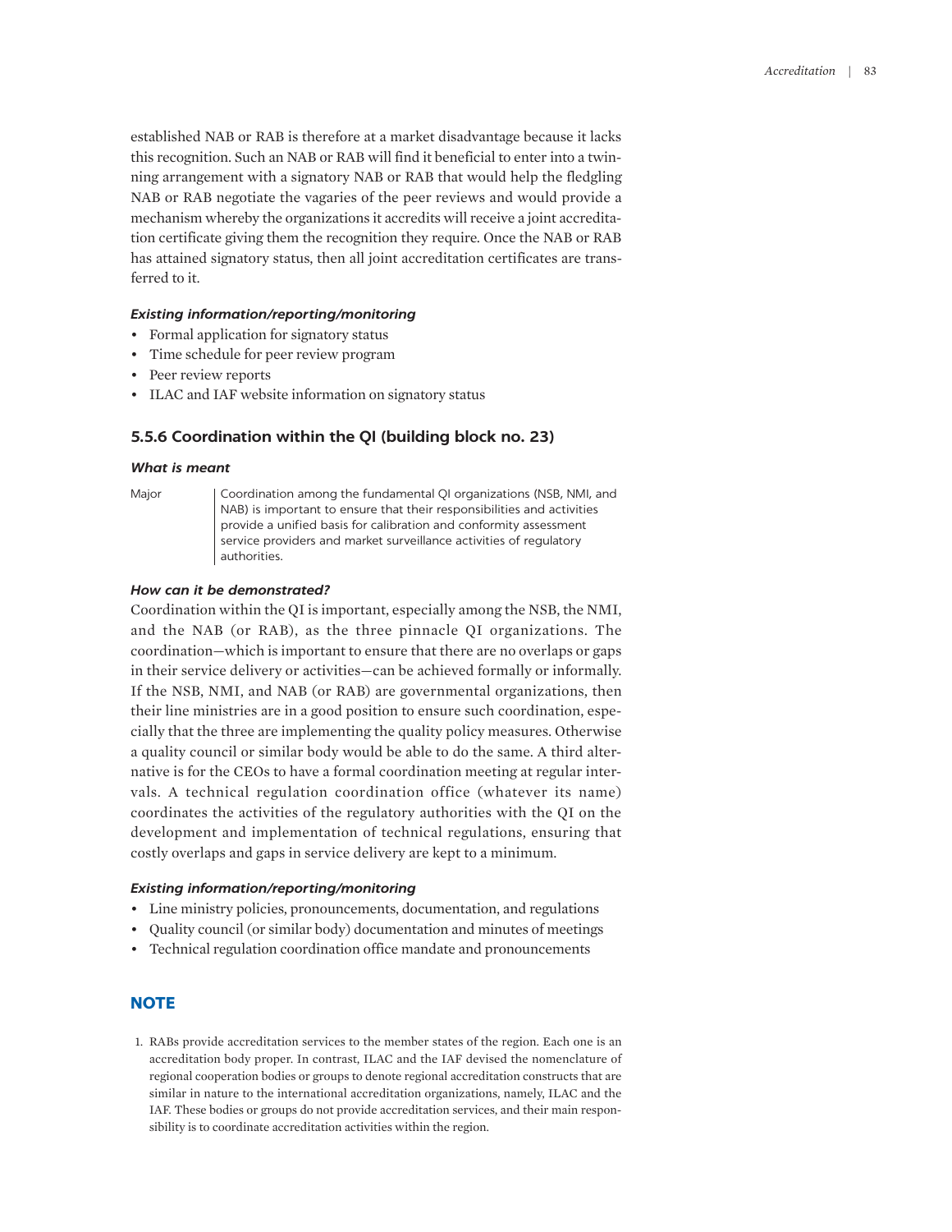established NAB or RAB is therefore at a market disadvantage because it lacks this recognition. Such an NAB or RAB will find it beneficial to enter into a twinning arrangement with a signatory NAB or RAB that would help the fledgling NAB or RAB negotiate the vagaries of the peer reviews and would provide a mechanism whereby the organizations it accredits will receive a joint accreditation certificate giving them the recognition they require. Once the NAB or RAB has attained signatory status, then all joint accreditation certificates are transferred to it.

#### *Existing information/reporting/monitoring*

- Formal application for signatory status
- Time schedule for peer review program
- Peer review reports
- ILAC and IAF website information on signatory status

### 5.5.6 Coordination within the QI (building block no. 23)

#### *What is meant*

| | |
|---|---|
| Major | Coordination among the fundamental QI organizations (NSB, NMI, and NAB) is important to ensure that their responsibilities and activities provide a unified basis for calibration and conformity assessment service providers and market surveillance activities of regulatory authorities. |

#### *How can it be demonstrated?*

Coordination within the QI is important, especially among the NSB, the NMI, and the NAB (or RAB), as the three pinnacle QI organizations. The coordination—which is important to ensure that there are no overlaps or gaps in their service delivery or activities—can be achieved formally or informally. If the NSB, NMI, and NAB (or RAB) are governmental organizations, then their line ministries are in a good position to ensure such coordination, especially that the three are implementing the quality policy measures. Otherwise a quality council or similar body would be able to do the same. A third alternative is for the CEOs to have a formal coordination meeting at regular intervals. A technical regulation coordination office (whatever its name) coordinates the activities of the regulatory authorities with the QI on the development and implementation of technical regulations, ensuring that costly overlaps and gaps in service delivery are kept to a minimum.

#### *Existing information/reporting/monitoring*

- Line ministry policies, pronouncements, documentation, and regulations
- Quality council (or similar body) documentation and minutes of meetings
- Technical regulation coordination office mandate and pronouncements

## NOTE

1. RABs provide accreditation services to the member states of the region. Each one is an accreditation body proper. In contrast, ILAC and the IAF devised the nomenclature of regional cooperation bodies or groups to denote regional accreditation constructs that are similar in nature to the international accreditation organizations, namely, ILAC and the IAF. These bodies or groups do not provide accreditation services, and their main responsibility is to coordinate accreditation activities within the region.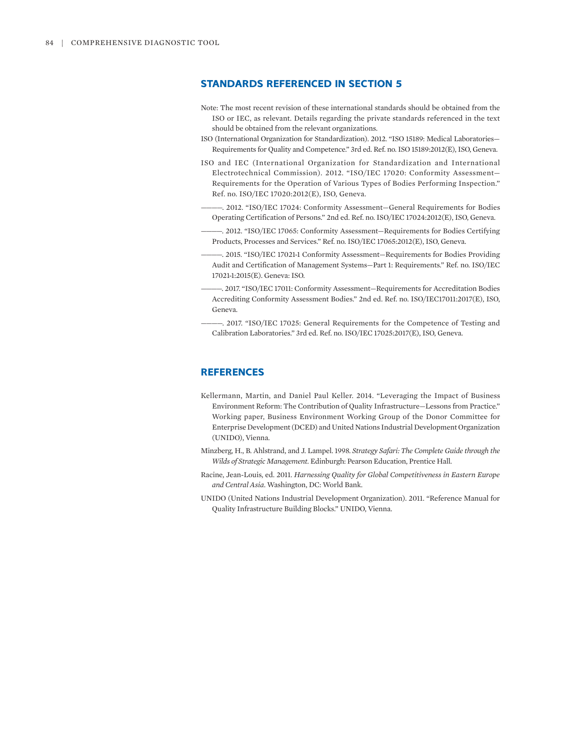## STANDARDS REFERENCED IN SECTION 5

Note: The most recent revision of these international standards should be obtained from the ISO or IEC, as relevant. Details regarding the private standards referenced in the text should be obtained from the relevant organizations.

ISO (International Organization for Standardization). 2012. "ISO 15189: Medical Laboratories—Requirements for Quality and Competence." 3rd ed. Ref. no. ISO 15189:2012(E), ISO, Geneva.

ISO and IEC (International Organization for Standardization and International Electrotechnical Commission). 2012. "ISO/IEC 17020: Conformity Assessment—Requirements for the Operation of Various Types of Bodies Performing Inspection." Ref. no. ISO/IEC 17020:2012(E), ISO, Geneva.

———. 2012. "ISO/IEC 17024: Conformity Assessment—General Requirements for Bodies Operating Certification of Persons." 2nd ed. Ref. no. ISO/IEC 17024:2012(E), ISO, Geneva.

———. 2012. "ISO/IEC 17065: Conformity Assessment—Requirements for Bodies Certifying Products, Processes and Services." Ref. no. ISO/IEC 17065:2012(E), ISO, Geneva.

———. 2015. "ISO/IEC 17021-1 Conformity Assessment—Requirements for Bodies Providing Audit and Certification of Management Systems—Part 1: Requirements." Ref. no. ISO/IEC 17021-1:2015(E). Geneva: ISO.

———. 2017. "ISO/IEC 17011: Conformity Assessment—Requirements for Accreditation Bodies Accrediting Conformity Assessment Bodies." 2nd ed. Ref. no. ISO/IEC17011:2017(E), ISO, Geneva.

———. 2017. "ISO/IEC 17025: General Requirements for the Competence of Testing and Calibration Laboratories." 3rd ed. Ref. no. ISO/IEC 17025:2017(E), ISO, Geneva.

## REFERENCES

Kellermann, Martin, and Daniel Paul Keller. 2014. "Leveraging the Impact of Business Environment Reform: The Contribution of Quality Infrastructure—Lessons from Practice." Working paper, Business Environment Working Group of the Donor Committee for Enterprise Development (DCED) and United Nations Industrial Development Organization (UNIDO), Vienna.

Minzberg, H., B. Ahlstrand, and J. Lampel. 1998. *Strategy Safari: The Complete Guide through the Wilds of Strategic Management*. Edinburgh: Pearson Education, Prentice Hall.

Racine, Jean-Louis, ed. 2011. *Harnessing Quality for Global Competitiveness in Eastern Europe and Central Asia*. Washington, DC: World Bank.

UNIDO (United Nations Industrial Development Organization). 2011. "Reference Manual for Quality Infrastructure Building Blocks." UNIDO, Vienna.